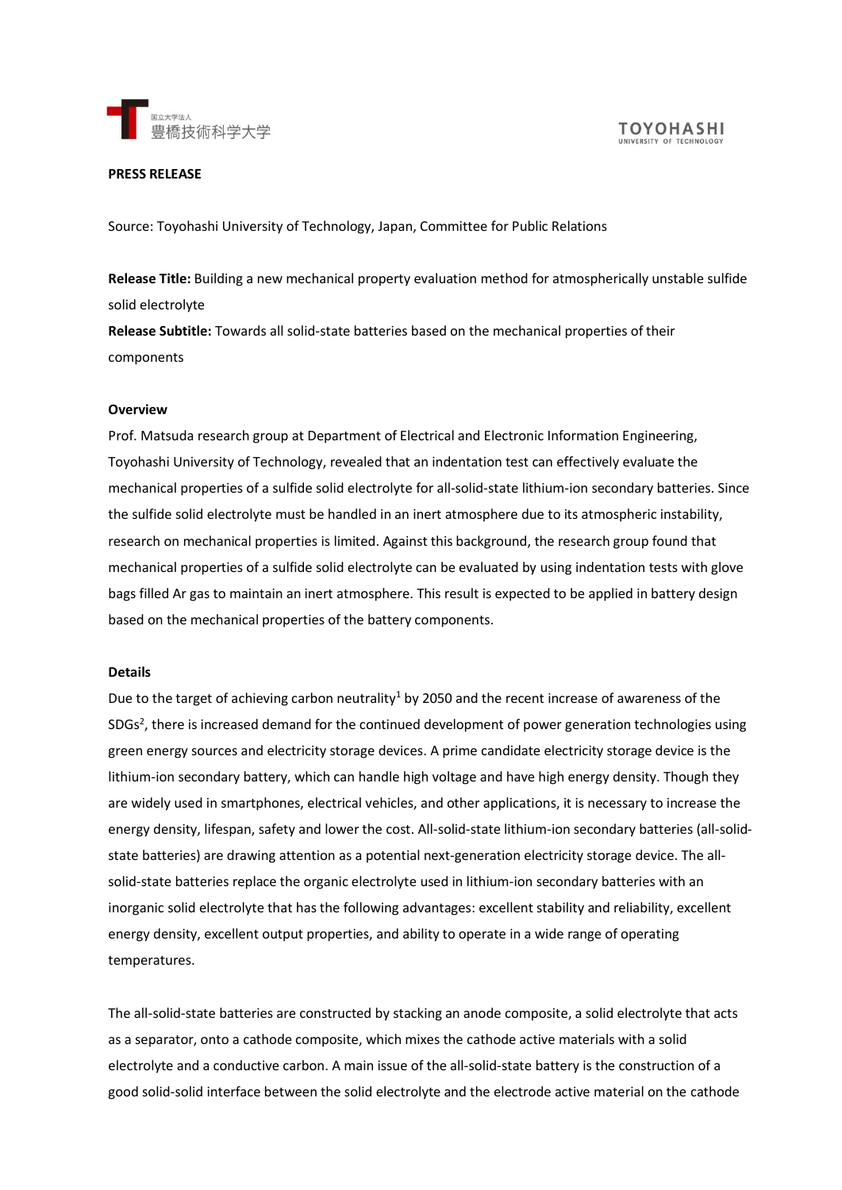国立大学法人 豊橋技術科学大学

TOYOHASHI UNIVERSITY OF TECHNOLOGY

**PRESS RELEASE**

Source: Toyohashi University of Technology, Japan, Committee for Public Relations

**Release Title:** Building a new mechanical property evaluation method for atmospherically unstable sulfide solid electrolyte

**Release Subtitle:** Towards all solid-state batteries based on the mechanical properties of their components

**Overview**

Prof. Matsuda research group at Department of Electrical and Electronic Information Engineering, Toyohashi University of Technology, revealed that an indentation test can effectively evaluate the mechanical properties of a sulfide solid electrolyte for all-solid-state lithium-ion secondary batteries. Since the sulfide solid electrolyte must be handled in an inert atmosphere due to its atmospheric instability, research on mechanical properties is limited. Against this background, the research group found that mechanical properties of a sulfide solid electrolyte can be evaluated by using indentation tests with glove bags filled Ar gas to maintain an inert atmosphere. This result is expected to be applied in battery design based on the mechanical properties of the battery components.

**Details**

Due to the target of achieving carbon neutrality[1] by 2050 and the recent increase of awareness of the SDGs[2], there is increased demand for the continued development of power generation technologies using green energy sources and electricity storage devices. A prime candidate electricity storage device is the lithium-ion secondary battery, which can handle high voltage and have high energy density. Though they are widely used in smartphones, electrical vehicles, and other applications, it is necessary to increase the energy density, lifespan, safety and lower the cost. All-solid-state lithium-ion secondary batteries (all-solid-state batteries) are drawing attention as a potential next-generation electricity storage device. The all-solid-state batteries replace the organic electrolyte used in lithium-ion secondary batteries with an inorganic solid electrolyte that has the following advantages: excellent stability and reliability, excellent energy density, excellent output properties, and ability to operate in a wide range of operating temperatures.

The all-solid-state batteries are constructed by stacking an anode composite, a solid electrolyte that acts as a separator, onto a cathode composite, which mixes the cathode active materials with a solid electrolyte and a conductive carbon. A main issue of the all-solid-state battery is the construction of a good solid-solid interface between the solid electrolyte and the electrode active material on the cathode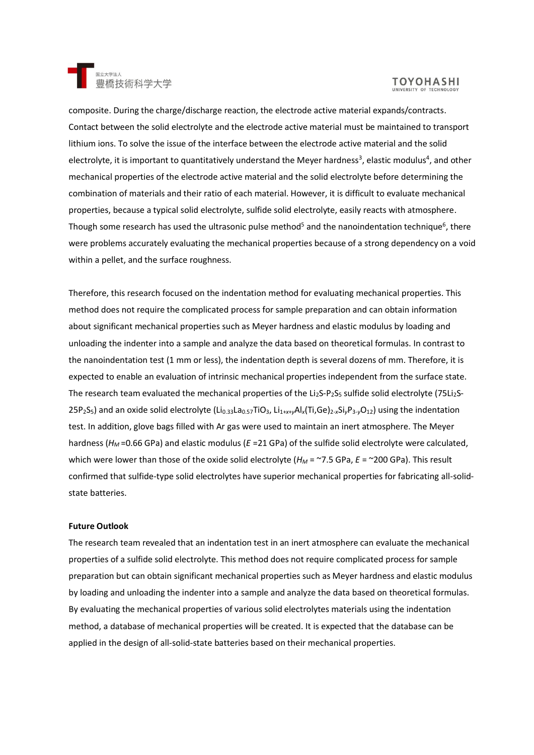composite. During the charge/discharge reaction, the electrode active material expands/contracts. Contact between the solid electrolyte and the electrode active material must be maintained to transport lithium ions. To solve the issue of the interface between the electrode active material and the solid electrolyte, it is important to quantitatively understand the Meyer hardness[3], elastic modulus[4], and other mechanical properties of the electrode active material and the solid electrolyte before determining the combination of materials and their ratio of each material. However, it is difficult to evaluate mechanical properties, because a typical solid electrolyte, sulfide solid electrolyte, easily reacts with atmosphere. Though some research has used the ultrasonic pulse method[5] and the nanoindentation technique[6], there were problems accurately evaluating the mechanical properties because of a strong dependency on a void within a pellet, and the surface roughness.

Therefore, this research focused on the indentation method for evaluating mechanical properties. This method does not require the complicated process for sample preparation and can obtain information about significant mechanical properties such as Meyer hardness and elastic modulus by loading and unloading the indenter into a sample and analyze the data based on theoretical formulas. In contrast to the nanoindentation test (1 mm or less), the indentation depth is several dozens of mm. Therefore, it is expected to enable an evaluation of intrinsic mechanical properties independent from the surface state. The research team evaluated the mechanical properties of the $Li_2S$-$P_2S_5$ sulfide solid electrolyte ($75Li_2S$-$25P_2S_5$) and an oxide solid electrolyte ($Li_{0.33}La_{0.57}TiO_3$, $Li_{1+x+y}Al_x(Ti,Ge)_{2-x}Si_yP_{3-y}O_{12}$) using the indentation test. In addition, glove bags filled with Ar gas were used to maintain an inert atmosphere. The Meyer hardness ($H_M$ =0.66 GPa) and elastic modulus ($E$ =21 GPa) of the sulfide solid electrolyte were calculated, which were lower than those of the oxide solid electrolyte ($H_M$ = ~7.5 GPa, $E$ = ~200 GPa). This result confirmed that sulfide-type solid electrolytes have superior mechanical properties for fabricating all-solid-state batteries.

**Future Outlook**

The research team revealed that an indentation test in an inert atmosphere can evaluate the mechanical properties of a sulfide solid electrolyte. This method does not require complicated process for sample preparation but can obtain significant mechanical properties such as Meyer hardness and elastic modulus by loading and unloading the indenter into a sample and analyze the data based on theoretical formulas. By evaluating the mechanical properties of various solid electrolytes materials using the indentation method, a database of mechanical properties will be created. It is expected that the database can be applied in the design of all-solid-state batteries based on their mechanical properties.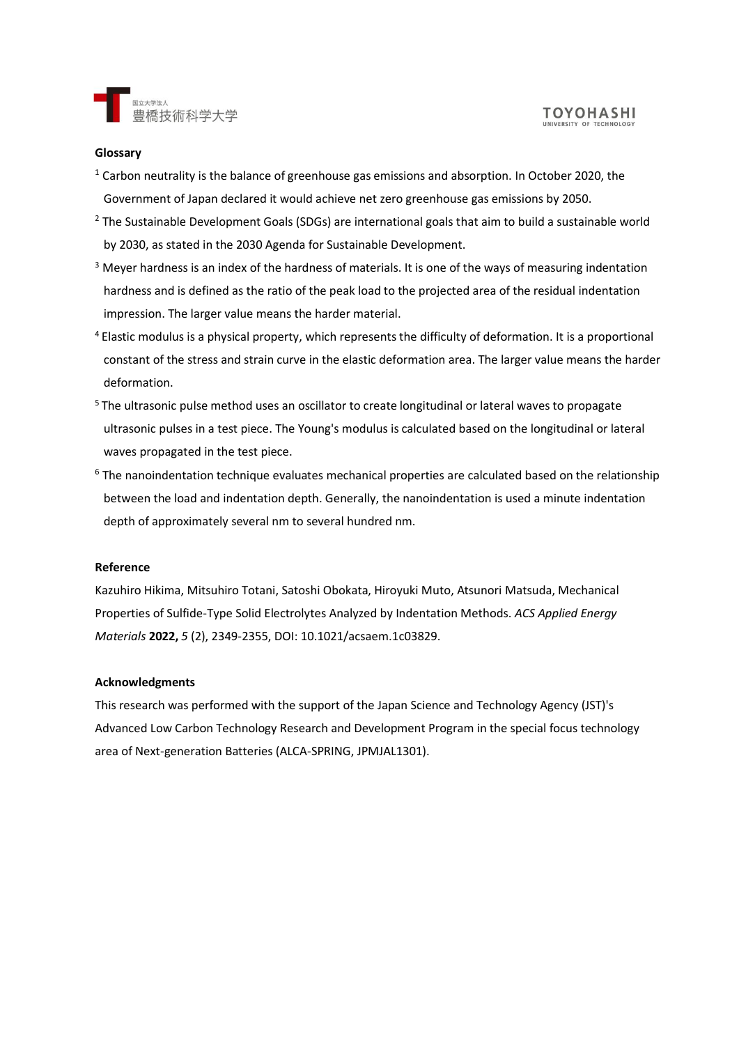## Glossary

[1] Carbon neutrality is the balance of greenhouse gas emissions and absorption. In October 2020, the Government of Japan declared it would achieve net zero greenhouse gas emissions by 2050.

[2] The Sustainable Development Goals (SDGs) are international goals that aim to build a sustainable world by 2030, as stated in the 2030 Agenda for Sustainable Development.

[3] Meyer hardness is an index of the hardness of materials. It is one of the ways of measuring indentation hardness and is defined as the ratio of the peak load to the projected area of the residual indentation impression. The larger value means the harder material.

[4] Elastic modulus is a physical property, which represents the difficulty of deformation. It is a proportional constant of the stress and strain curve in the elastic deformation area. The larger value means the harder deformation.

[5] The ultrasonic pulse method uses an oscillator to create longitudinal or lateral waves to propagate ultrasonic pulses in a test piece. The Young's modulus is calculated based on the longitudinal or lateral waves propagated in the test piece.

[6] The nanoindentation technique evaluates mechanical properties are calculated based on the relationship between the load and indentation depth. Generally, the nanoindentation is used a minute indentation depth of approximately several nm to several hundred nm.

## Reference

Kazuhiro Hikima, Mitsuhiro Totani, Satoshi Obokata, Hiroyuki Muto, Atsunori Matsuda, Mechanical Properties of Sulfide-Type Solid Electrolytes Analyzed by Indentation Methods. *ACS Applied Energy Materials* **2022,** *5* (2), 2349-2355, DOI: 10.1021/acsaem.1c03829.

## Acknowledgments

This research was performed with the support of the Japan Science and Technology Agency (JST)'s Advanced Low Carbon Technology Research and Development Program in the special focus technology area of Next-generation Batteries (ALCA-SPRING, JPMJAL1301).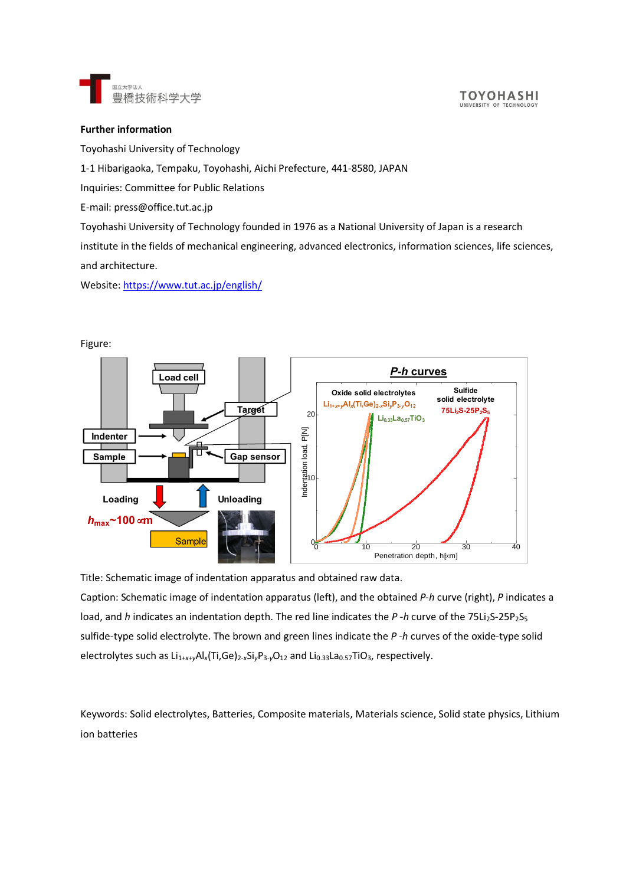**Further information**

Toyohashi University of Technology

1-1 Hibarigaoka, Tempaku, Toyohashi, Aichi Prefecture, 441-8580, JAPAN

Inquiries: Committee for Public Relations

E-mail: press@office.tut.ac.jp

Toyohashi University of Technology founded in 1976 as a National University of Japan is a research institute in the fields of mechanical engineering, advanced electronics, information sciences, life sciences, and architecture.

Website: https://www.tut.ac.jp/english/

Figure:

Load cell
Target
Indenter
Sample
Gap sensor
Loading
Unloading
$h_{max}$~100 μm
Sample

*P-h* curves
Oxide solid electrolytes
$Li_{1+x+y}Al_x(Ti,Ge)_{2-x}Si_yP_{3-y}O_{12}$
$Li_{0.33}La_{0.57}TiO_3$
Sulfide solid electrolyte
$75Li_2S$-$25P_2S_5$
Indentation load, P[N]
0
10
20
Penetration depth, h[μm]
0
10
20
30
40

Title: Schematic image of indentation apparatus and obtained raw data.

Caption: Schematic image of indentation apparatus (left), and the obtained *P-h* curve (right), *P* indicates a load, and *h* indicates an indentation depth. The red line indicates the *P -h* curve of the $75Li_2S$-$25P_2S_5$ sulfide-type solid electrolyte. The brown and green lines indicate the *P -h* curves of the oxide-type solid electrolytes such as $Li_{1+x+y}Al_x(Ti,Ge)_{2-x}Si_yP_{3-y}O_{12}$ and $Li_{0.33}La_{0.57}TiO_3$, respectively.

Keywords: Solid electrolytes, Batteries, Composite materials, Materials science, Solid state physics, Lithium ion batteries